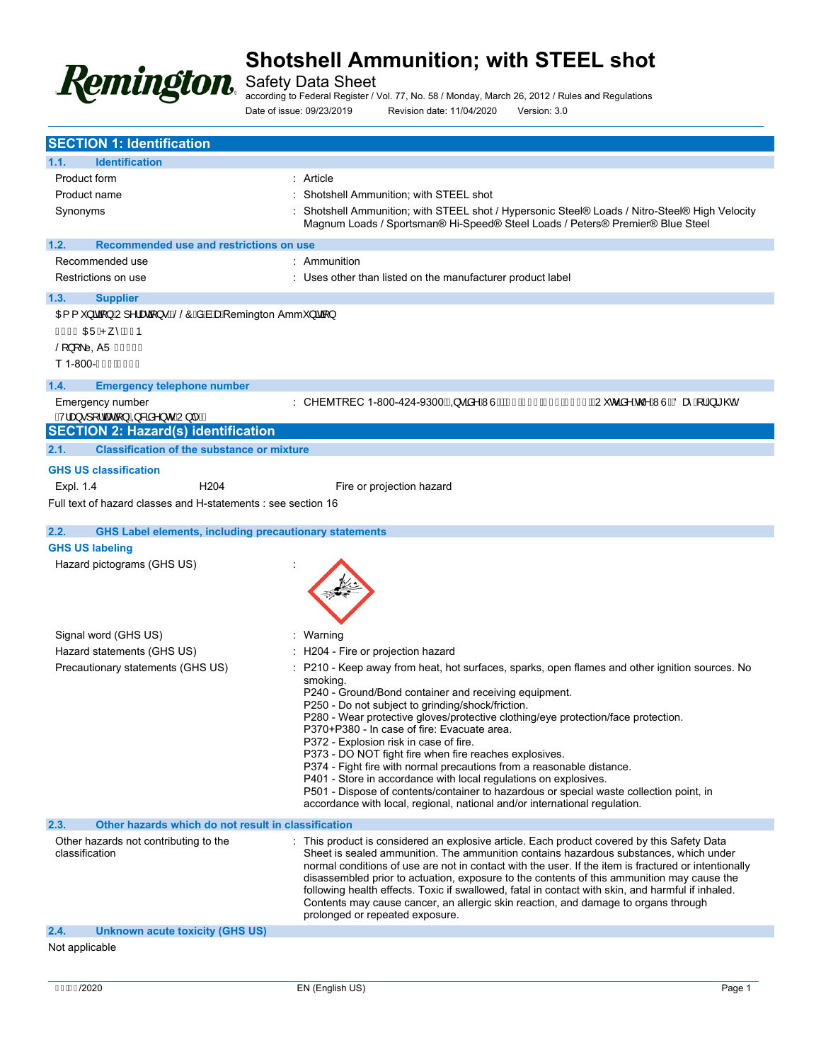# Shotshell Ammunition; with STEEL shot

Safety Data Sheet

according to Federal Register / Vol. 77, No. 58 / Monday, March 26, 2012 / Rules and Regulations

Date of issue: 09/23/2019 Revision date: 11/04/2020 Version: 3.0

## SECTION 1: Identification

### 1.1. Identification

| | |
|---|---|
| Product form | : Article |
| Product name | : Shotshell Ammunition; with STEEL shot |
| Synonyms | : Shotshell Ammunition; with STEEL shot / Hypersonic Steel® Loads / Nitro-Steel® High Velocity Magnum Loads / Sportsman® Hi-Speed® Steel Loads / Peters® Premier® Blue Steel |

### 1.2. Recommended use and restrictions on use

| | |
|---|---|
| Recommended use | : Ammunition |
| Restrictions on use | : Uses other than listed on the manufacturer product label |

### 1.3. Supplier

$PPXQLWLRQ2SHUDWLRQV//&GEDRemington AmmXQLWLRQ

$5+Z\1

/RQRNe, A5

T 1-800-

### 1.4. Emergency telephone number

| | |
|---|---|
| Emergency number | : CHEMTREC 1-800-424-9300,QVLGH862XWVLGHWKH86'D\RUQLJKW |

7UDQVSRUWDWLRQ,QFLGHQW2QO\

## SECTION 2: Hazard(s) identification

### 2.1. Classification of the substance or mixture

**GHS US classification**

| | | |
|---|---|---|
| Expl. 1.4 | H204 | Fire or projection hazard |

Full text of hazard classes and H-statements : see section 16

### 2.2. GHS Label elements, including precautionary statements

**GHS US labeling**

| | |
|---|---|
| Hazard pictograms (GHS US) | : |
| Signal word (GHS US) | : Warning |
| Hazard statements (GHS US) | : H204 - Fire or projection hazard |
| Precautionary statements (GHS US) | : P210 - Keep away from heat, hot surfaces, sparks, open flames and other ignition sources. No smoking.<br>P240 - Ground/Bond container and receiving equipment.<br>P250 - Do not subject to grinding/shock/friction.<br>P280 - Wear protective gloves/protective clothing/eye protection/face protection.<br>P370+P380 - In case of fire: Evacuate area.<br>P372 - Explosion risk in case of fire.<br>P373 - DO NOT fight fire when fire reaches explosives.<br>P374 - Fight fire with normal precautions from a reasonable distance.<br>P401 - Store in accordance with local regulations on explosives.<br>P501 - Dispose of contents/container to hazardous or special waste collection point, in accordance with local, regional, national and/or international regulation. |

### 2.3. Other hazards which do not result in classification

| | |
|---|---|
| Other hazards not contributing to the classification | : This product is considered an explosive article. Each product covered by this Safety Data Sheet is sealed ammunition. The ammunition contains hazardous substances, which under normal conditions of use are not in contact with the user. If the item is fractured or intentionally disassembled prior to actuation, exposure to the contents of this ammunition may cause the following health effects. Toxic if swallowed, fatal in contact with skin, and harmful if inhaled. Contents may cause cancer, an allergic skin reaction, and damage to organs through prolonged or repeated exposure. |

### 2.4. Unknown acute toxicity (GHS US)

Not applicable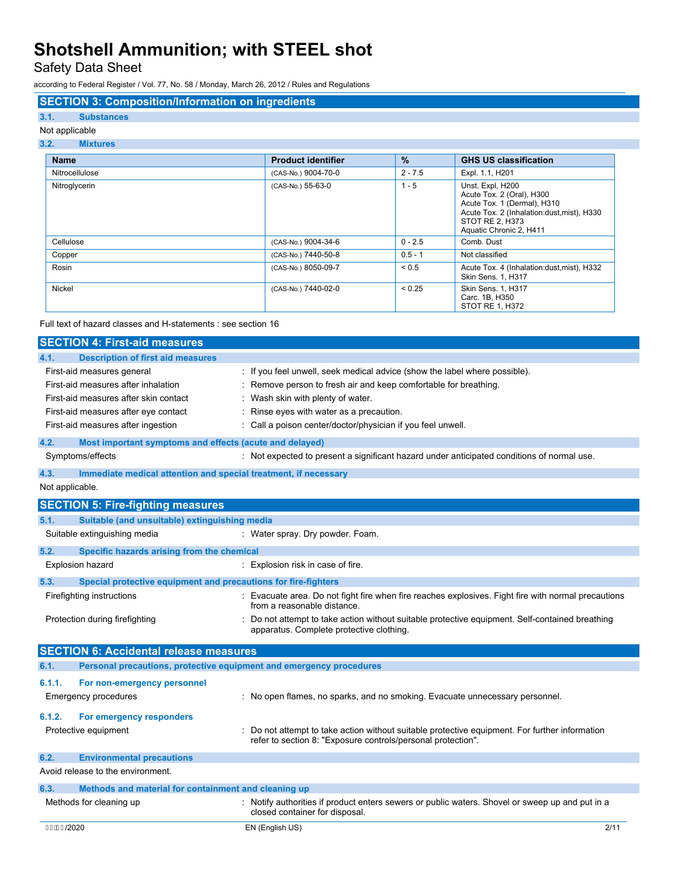## SECTION 3: Composition/Information on ingredients

### 3.1. Substances

Not applicable

### 3.2. Mixtures

| Name | Product identifier | % | GHS US classification |
|---|---|---|---|
| Nitrocellulose | (CAS-No.) 9004-70-0 | 2 - 7.5 | Expl. 1.1, H201 |
| Nitroglycerin | (CAS-No.) 55-63-0 | 1 - 5 | Unst. Expl, H200<br>Acute Tox. 2 (Oral), H300<br>Acute Tox. 1 (Dermal), H310<br>Acute Tox. 2 (Inhalation:dust,mist), H330<br>STOT RE 2, H373<br>Aquatic Chronic 2, H411 |
| Cellulose | (CAS-No.) 9004-34-6 | 0 - 2.5 | Comb. Dust |
| Copper | (CAS-No.) 7440-50-8 | 0.5 - 1 | Not classified |
| Rosin | (CAS-No.) 8050-09-7 | < 0.5 | Acute Tox. 4 (Inhalation:dust,mist), H332<br>Skin Sens. 1, H317 |
| Nickel | (CAS-No.) 7440-02-0 | < 0.25 | Skin Sens. 1, H317<br>Carc. 1B, H350<br>STOT RE 1, H372 |

Full text of hazard classes and H-statements : see section 16

## SECTION 4: First-aid measures

### 4.1. Description of first aid measures

First-aid measures general : If you feel unwell, seek medical advice (show the label where possible).

First-aid measures after inhalation : Remove person to fresh air and keep comfortable for breathing.

First-aid measures after skin contact : Wash skin with plenty of water.

First-aid measures after eye contact : Rinse eyes with water as a precaution.

First-aid measures after ingestion : Call a poison center/doctor/physician if you feel unwell.

### 4.2. Most important symptoms and effects (acute and delayed)

Symptoms/effects : Not expected to present a significant hazard under anticipated conditions of normal use.

### 4.3. Immediate medical attention and special treatment, if necessary

Not applicable.

## SECTION 5: Fire-fighting measures

### 5.1. Suitable (and unsuitable) extinguishing media

Suitable extinguishing media : Water spray. Dry powder. Foam.

### 5.2. Specific hazards arising from the chemical

Explosion hazard : Explosion risk in case of fire.

### 5.3. Special protective equipment and precautions for fire-fighters

Firefighting instructions : Evacuate area. Do not fight fire when fire reaches explosives. Fight fire with normal precautions from a reasonable distance.

Protection during firefighting : Do not attempt to take action without suitable protective equipment. Self-contained breathing apparatus. Complete protective clothing.

## SECTION 6: Accidental release measures

### 6.1. Personal precautions, protective equipment and emergency procedures

#### 6.1.1. For non-emergency personnel

Emergency procedures : No open flames, no sparks, and no smoking. Evacuate unnecessary personnel.

#### 6.1.2. For emergency responders

Protective equipment : Do not attempt to take action without suitable protective equipment. For further information refer to section 8: "Exposure controls/personal protection".

### 6.2. Environmental precautions

Avoid release to the environment.

### 6.3. Methods and material for containment and cleaning up

Methods for cleaning up : Notify authorities if product enters sewers or public waters. Shovel or sweep up and put in a closed container for disposal.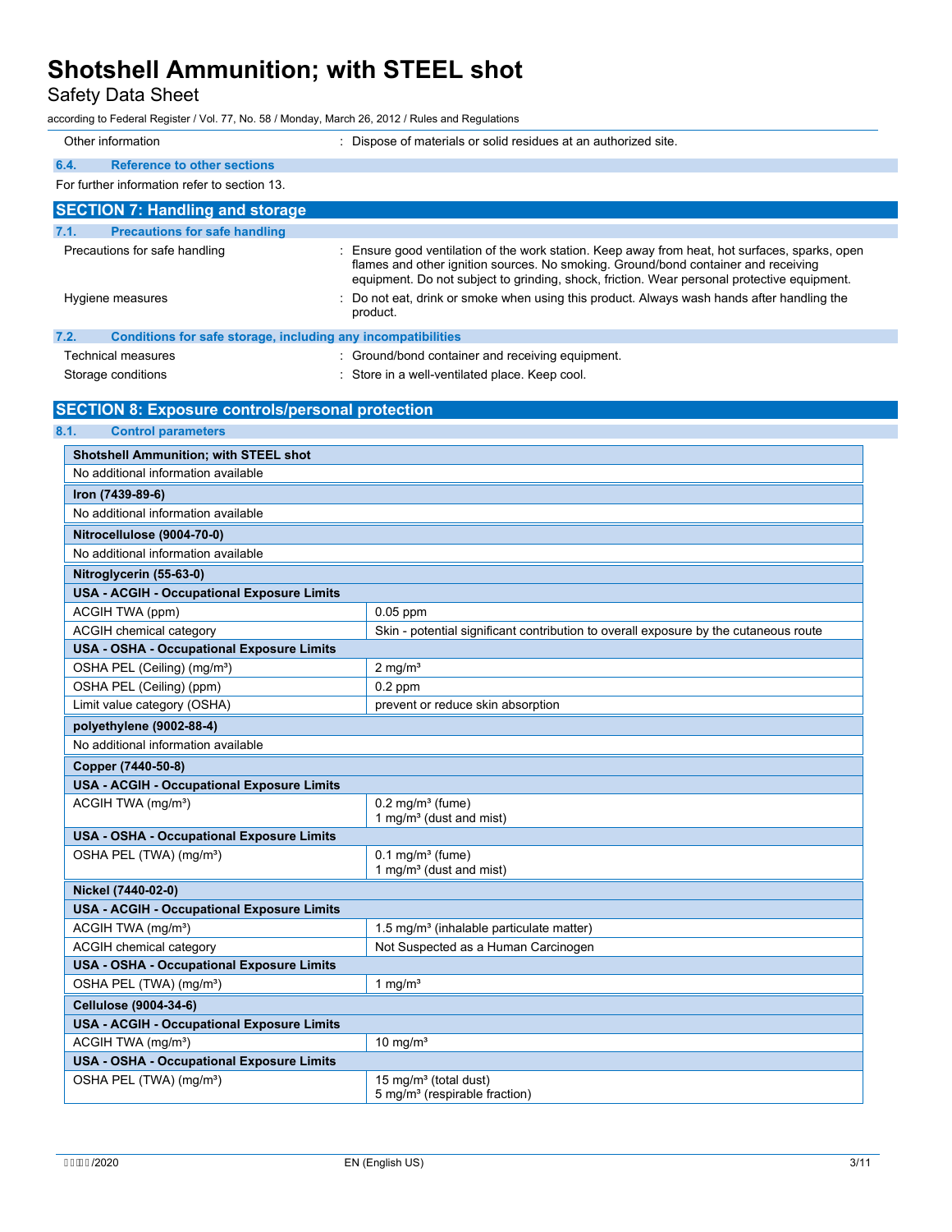| | |
|---|---|
| Other information | : Dispose of materials or solid residues at an authorized site. |

### 6.4. Reference to other sections

For further information refer to section 13.

## SECTION 7: Handling and storage

### 7.1. Precautions for safe handling

| | |
|---|---|
| Precautions for safe handling | : Ensure good ventilation of the work station. Keep away from heat, hot surfaces, sparks, open flames and other ignition sources. No smoking. Ground/bond container and receiving equipment. Do not subject to grinding, shock, friction. Wear personal protective equipment. |
| Hygiene measures | : Do not eat, drink or smoke when using this product. Always wash hands after handling the product. |

### 7.2. Conditions for safe storage, including any incompatibilities

| | |
|---|---|
| Technical measures | : Ground/bond container and receiving equipment. |
| Storage conditions | : Store in a well-ventilated place. Keep cool. |

## SECTION 8: Exposure controls/personal protection

### 8.1. Control parameters

| **Shotshell Ammunition; with STEEL shot** | |
|---|---|
| No additional information available | |
| **Iron (7439-89-6)** | |
| No additional information available | |
| **Nitrocellulose (9004-70-0)** | |
| No additional information available | |
| **Nitroglycerin (55-63-0)** | |
| **USA - ACGIH - Occupational Exposure Limits** | |
| ACGIH TWA (ppm) | 0.05 ppm |
| ACGIH chemical category | Skin - potential significant contribution to overall exposure by the cutaneous route |
| **USA - OSHA - Occupational Exposure Limits** | |
| OSHA PEL (Ceiling) (mg/m³) | 2 mg/m³ |
| OSHA PEL (Ceiling) (ppm) | 0.2 ppm |
| Limit value category (OSHA) | prevent or reduce skin absorption |
| **polyethylene (9002-88-4)** | |
| No additional information available | |
| **Copper (7440-50-8)** | |
| **USA - ACGIH - Occupational Exposure Limits** | |
| ACGIH TWA (mg/m³) | 0.2 mg/m³ (fume)<br>1 mg/m³ (dust and mist) |
| **USA - OSHA - Occupational Exposure Limits** | |
| OSHA PEL (TWA) (mg/m³) | 0.1 mg/m³ (fume)<br>1 mg/m³ (dust and mist) |
| **Nickel (7440-02-0)** | |
| **USA - ACGIH - Occupational Exposure Limits** | |
| ACGIH TWA (mg/m³) | 1.5 mg/m³ (inhalable particulate matter) |
| ACGIH chemical category | Not Suspected as a Human Carcinogen |
| **USA - OSHA - Occupational Exposure Limits** | |
| OSHA PEL (TWA) (mg/m³) | 1 mg/m³ |
| **Cellulose (9004-34-6)** | |
| **USA - ACGIH - Occupational Exposure Limits** | |
| ACGIH TWA (mg/m³) | 10 mg/m³ |
| **USA - OSHA - Occupational Exposure Limits** | |
| OSHA PEL (TWA) (mg/m³) | 15 mg/m³ (total dust)<br>5 mg/m³ (respirable fraction) |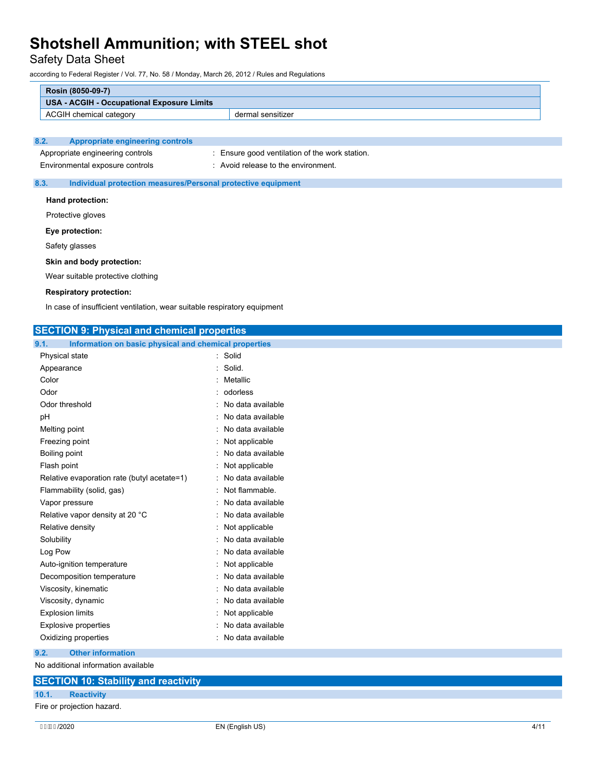| Rosin (8050-09-7) | |
|---|---|
| **USA - ACGIH - Occupational Exposure Limits** | |
| ACGIH chemical category | dermal sensitizer |

### 8.2. Appropriate engineering controls

Appropriate engineering controls : Ensure good ventilation of the work station.

Environmental exposure controls : Avoid release to the environment.

### 8.3. Individual protection measures/Personal protective equipment

**Hand protection:**

Protective gloves

**Eye protection:**

Safety glasses

**Skin and body protection:**

Wear suitable protective clothing

**Respiratory protection:**

In case of insufficient ventilation, wear suitable respiratory equipment

## SECTION 9: Physical and chemical properties

### 9.1. Information on basic physical and chemical properties

| | |
|---|---|
| Physical state | : Solid |
| Appearance | : Solid. |
| Color | : Metallic |
| Odor | : odorless |
| Odor threshold | : No data available |
| pH | : No data available |
| Melting point | : No data available |
| Freezing point | : Not applicable |
| Boiling point | : No data available |
| Flash point | : Not applicable |
| Relative evaporation rate (butyl acetate=1) | : No data available |
| Flammability (solid, gas) | : Not flammable. |
| Vapor pressure | : No data available |
| Relative vapor density at 20 °C | : No data available |
| Relative density | : Not applicable |
| Solubility | : No data available |
| Log Pow | : No data available |
| Auto-ignition temperature | : Not applicable |
| Decomposition temperature | : No data available |
| Viscosity, kinematic | : No data available |
| Viscosity, dynamic | : No data available |
| Explosion limits | : Not applicable |
| Explosive properties | : No data available |
| Oxidizing properties | : No data available |

### 9.2. Other information

No additional information available

## SECTION 10: Stability and reactivity

### 10.1. Reactivity

Fire or projection hazard.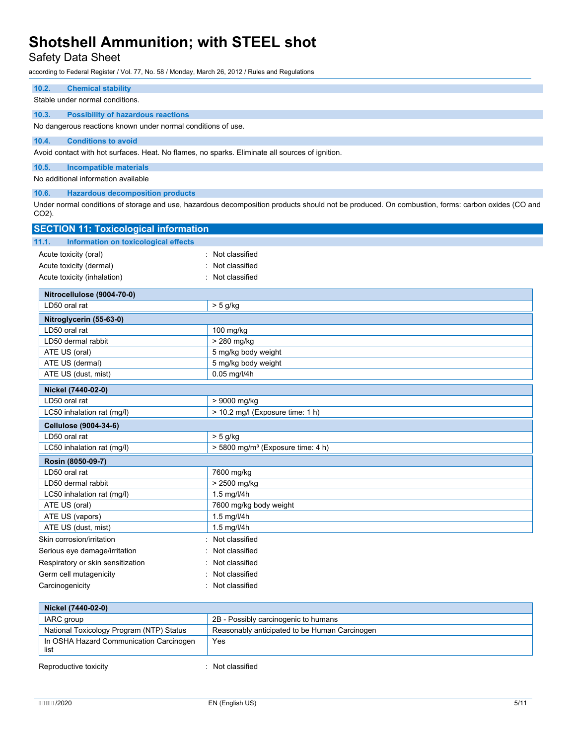### 10.2. Chemical stability

Stable under normal conditions.

### 10.3. Possibility of hazardous reactions

No dangerous reactions known under normal conditions of use.

### 10.4. Conditions to avoid

Avoid contact with hot surfaces. Heat. No flames, no sparks. Eliminate all sources of ignition.

### 10.5. Incompatible materials

No additional information available

### 10.6. Hazardous decomposition products

Under normal conditions of storage and use, hazardous decomposition products should not be produced. On combustion, forms: carbon oxides (CO and $CO_2$).

## SECTION 11: Toxicological information

### 11.1. Information on toxicological effects

Acute toxicity (oral) : Not classified

Acute toxicity (dermal) : Not classified

Acute toxicity (inhalation) : Not classified

| Nitrocellulose (9004-70-0) | |
|---|---|
| LD50 oral rat | > 5 g/kg |
| **Nitroglycerin (55-63-0)** | |
| LD50 oral rat | 100 mg/kg |
| LD50 dermal rabbit | > 280 mg/kg |
| ATE US (oral) | 5 mg/kg body weight |
| ATE US (dermal) | 5 mg/kg body weight |
| ATE US (dust, mist) | 0.05 mg/l/4h |
| **Nickel (7440-02-0)** | |
| LD50 oral rat | > 9000 mg/kg |
| LC50 inhalation rat (mg/l) | > 10.2 mg/l (Exposure time: 1 h) |
| **Cellulose (9004-34-6)** | |
| LD50 oral rat | > 5 g/kg |
| LC50 inhalation rat (mg/l) | > 5800 mg/m³ (Exposure time: 4 h) |
| **Rosin (8050-09-7)** | |
| LD50 oral rat | 7600 mg/kg |
| LD50 dermal rabbit | > 2500 mg/kg |
| LC50 inhalation rat (mg/l) | 1.5 mg/l/4h |
| ATE US (oral) | 7600 mg/kg body weight |
| ATE US (vapors) | 1.5 mg/l/4h |
| ATE US (dust, mist) | 1.5 mg/l/4h |

Skin corrosion/irritation : Not classified

Serious eye damage/irritation : Not classified

Respiratory or skin sensitization : Not classified

Germ cell mutagenicity : Not classified

Carcinogenicity : Not classified

| Nickel (7440-02-0) | |
|---|---|
| IARC group | 2B - Possibly carcinogenic to humans |
| National Toxicology Program (NTP) Status | Reasonably anticipated to be Human Carcinogen |
| In OSHA Hazard Communication Carcinogen list | Yes |

Reproductive toxicity : Not classified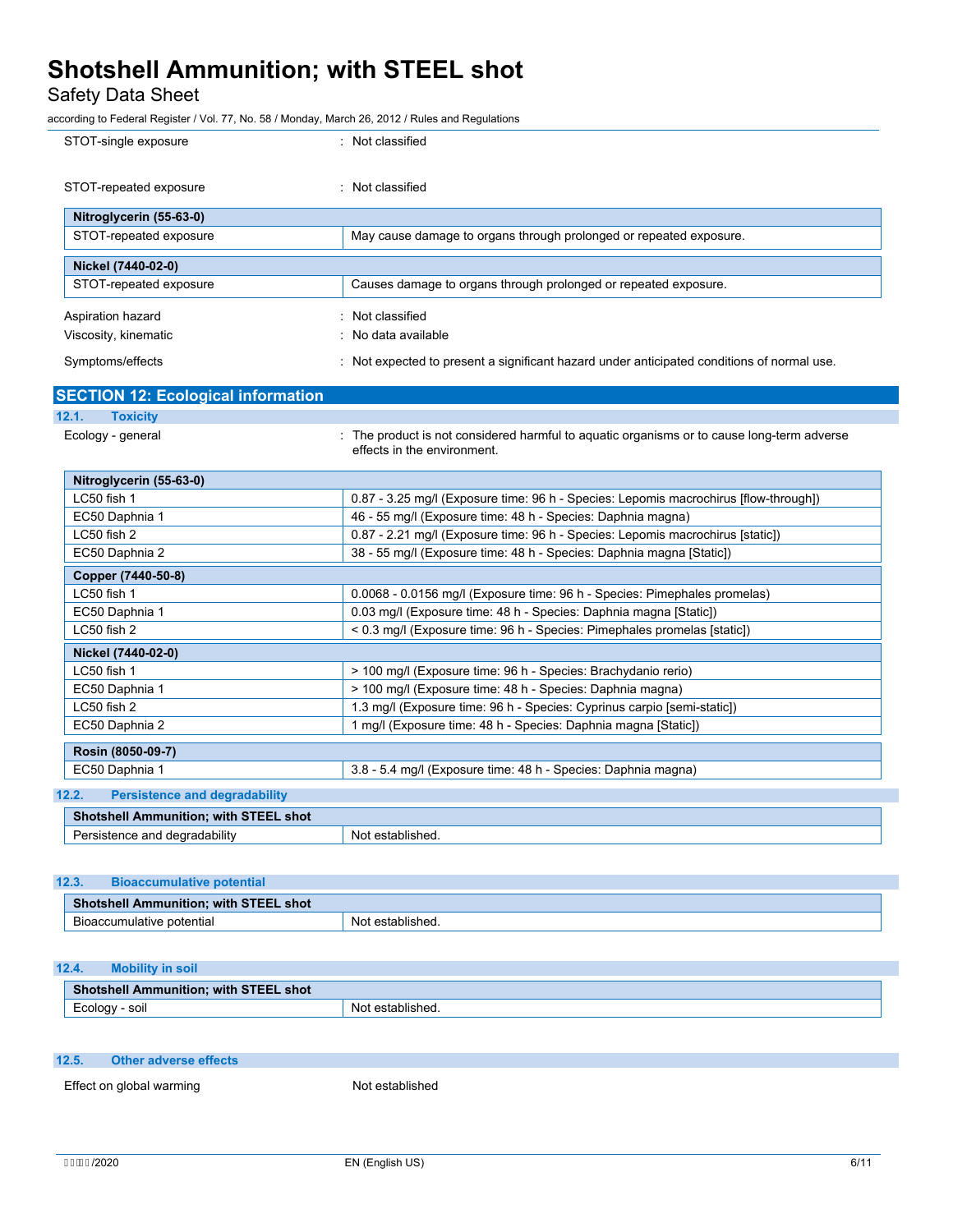STOT-single exposure : Not classified

STOT-repeated exposure : Not classified

| Nitroglycerin (55-63-0) | |
|---|---|
| STOT-repeated exposure | May cause damage to organs through prolonged or repeated exposure. |

| Nickel (7440-02-0) | |
|---|---|
| STOT-repeated exposure | Causes damage to organs through prolonged or repeated exposure. |

Aspiration hazard : Not classified

Viscosity, kinematic : No data available

Symptoms/effects : Not expected to present a significant hazard under anticipated conditions of normal use.

## SECTION 12: Ecological information

### 12.1. Toxicity

Ecology - general : The product is not considered harmful to aquatic organisms or to cause long-term adverse effects in the environment.

| Nitroglycerin (55-63-0) | |
|---|---|
| LC50 fish 1 | 0.87 - 3.25 mg/l (Exposure time: 96 h - Species: Lepomis macrochirus [flow-through]) |
| EC50 Daphnia 1 | 46 - 55 mg/l (Exposure time: 48 h - Species: Daphnia magna) |
| LC50 fish 2 | 0.87 - 2.21 mg/l (Exposure time: 96 h - Species: Lepomis macrochirus [static]) |
| EC50 Daphnia 2 | 38 - 55 mg/l (Exposure time: 48 h - Species: Daphnia magna [Static]) |
| **Copper (7440-50-8)** | |
| LC50 fish 1 | 0.0068 - 0.0156 mg/l (Exposure time: 96 h - Species: Pimephales promelas) |
| EC50 Daphnia 1 | 0.03 mg/l (Exposure time: 48 h - Species: Daphnia magna [Static]) |
| LC50 fish 2 | < 0.3 mg/l (Exposure time: 96 h - Species: Pimephales promelas [static]) |
| **Nickel (7440-02-0)** | |
| LC50 fish 1 | > 100 mg/l (Exposure time: 96 h - Species: Brachydanio rerio) |
| EC50 Daphnia 1 | > 100 mg/l (Exposure time: 48 h - Species: Daphnia magna) |
| LC50 fish 2 | 1.3 mg/l (Exposure time: 96 h - Species: Cyprinus carpio [semi-static]) |
| EC50 Daphnia 2 | 1 mg/l (Exposure time: 48 h - Species: Daphnia magna [Static]) |

| Rosin (8050-09-7) | |
|---|---|
| EC50 Daphnia 1 | 3.8 - 5.4 mg/l (Exposure time: 48 h - Species: Daphnia magna) |

### 12.2. Persistence and degradability

| Shotshell Ammunition; with STEEL shot | |
|---|---|
| Persistence and degradability | Not established. |

### 12.3. Bioaccumulative potential

| Shotshell Ammunition; with STEEL shot | |
|---|---|
| Bioaccumulative potential | Not established. |

### 12.4. Mobility in soil

| Shotshell Ammunition; with STEEL shot | |
|---|---|
| Ecology - soil | Not established. |

### 12.5. Other adverse effects

Effect on global warming Not established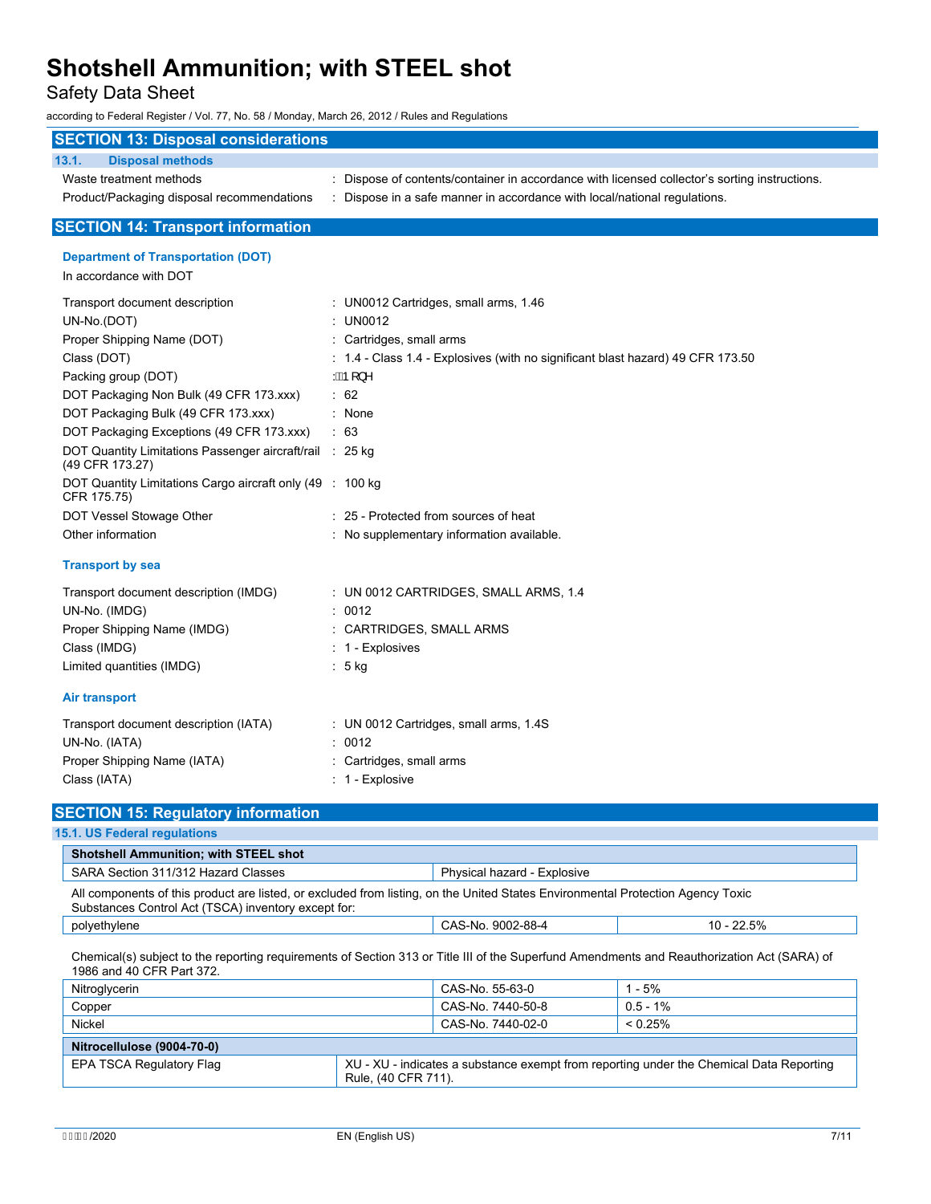## SECTION 13: Disposal considerations

### 13.1. Disposal methods

Waste treatment methods : Dispose of contents/container in accordance with licensed collector's sorting instructions.

Product/Packaging disposal recommendations : Dispose in a safe manner in accordance with local/national regulations.

## SECTION 14: Transport information

### Department of Transportation (DOT)

In accordance with DOT

| | |
|---|---|
| Transport document description | : UN0012 Cartridges, small arms, 1.4S |
| UN-No.(DOT) | : UN0012 |
| Proper Shipping Name (DOT) | : Cartridges, small arms |
| Class (DOT) | : 1.4 - Class 1.4 - Explosives (with no significant blast hazard) 49 CFR 173.50 |
| Packing group (DOT) | : None |
| DOT Packaging Non Bulk (49 CFR 173.xxx) | : 62 |
| DOT Packaging Bulk (49 CFR 173.xxx) | : None |
| DOT Packaging Exceptions (49 CFR 173.xxx) | : 63 |
| DOT Quantity Limitations Passenger aircraft/rail (49 CFR 173.27) | : 25 kg |
| DOT Quantity Limitations Cargo aircraft only (49 CFR 175.75) | : 100 kg |
| DOT Vessel Stowage Other | : 25 - Protected from sources of heat |
| Other information | : No supplementary information available. |

### Transport by sea

| | |
|---|---|
| Transport document description (IMDG) | : UN 0012 CARTRIDGES, SMALL ARMS, 1.4 |
| UN-No. (IMDG) | : 0012 |
| Proper Shipping Name (IMDG) | : CARTRIDGES, SMALL ARMS |
| Class (IMDG) | : 1 - Explosives |
| Limited quantities (IMDG) | : 5 kg |

### Air transport

| | |
|---|---|
| Transport document description (IATA) | : UN 0012 Cartridges, small arms, 1.4S |
| UN-No. (IATA) | : 0012 |
| Proper Shipping Name (IATA) | : Cartridges, small arms |
| Class (IATA) | : 1 - Explosive |

## SECTION 15: Regulatory information

### 15.1. US Federal regulations

| Shotshell Ammunition; with STEEL shot | |
|---|---|
| SARA Section 311/312 Hazard Classes | Physical hazard - Explosive |

All components of this product are listed, or excluded from listing, on the United States Environmental Protection Agency Toxic Substances Control Act (TSCA) inventory except for:

| | | |
|---|---|---|
| polyethylene | CAS-No. 9002-88-4 | 10 - 22.5% |

Chemical(s) subject to the reporting requirements of Section 313 or Title III of the Superfund Amendments and Reauthorization Act (SARA) of 1986 and 40 CFR Part 372.

| | | |
|---|---|---|
| Nitroglycerin | CAS-No. 55-63-0 | 1 - 5% |
| Copper | CAS-No. 7440-50-8 | 0.5 - 1% |
| Nickel | CAS-No. 7440-02-0 | < 0.25% |

| Nitrocellulose (9004-70-0) | |
|---|---|
| EPA TSCA Regulatory Flag | XU - XU - indicates a substance exempt from reporting under the Chemical Data Reporting Rule, (40 CFR 711). |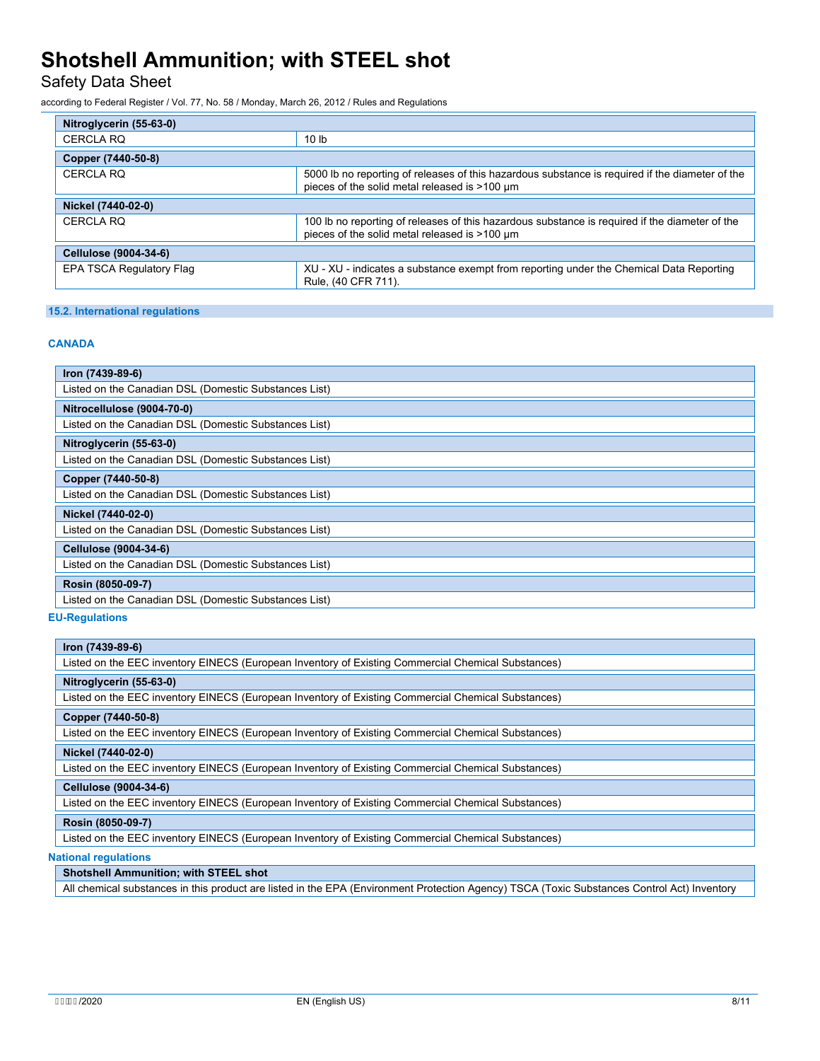| Nitroglycerin (55-63-0) | |
|---|---|
| CERCLA RQ | 10 lb |

| Copper (7440-50-8) | |
|---|---|
| CERCLA RQ | 5000 lb no reporting of releases of this hazardous substance is required if the diameter of the pieces of the solid metal released is >100 µm |

| Nickel (7440-02-0) | |
|---|---|
| CERCLA RQ | 100 lb no reporting of releases of this hazardous substance is required if the diameter of the pieces of the solid metal released is >100 µm |

| Cellulose (9004-34-6) | |
|---|---|
| EPA TSCA Regulatory Flag | XU - XU - indicates a substance exempt from reporting under the Chemical Data Reporting Rule, (40 CFR 711). |

### 15.2. International regulations

#### CANADA

| Iron (7439-89-6) |
|---|
| Listed on the Canadian DSL (Domestic Substances List) |

| Nitrocellulose (9004-70-0) |
|---|
| Listed on the Canadian DSL (Domestic Substances List) |

| Nitroglycerin (55-63-0) |
|---|
| Listed on the Canadian DSL (Domestic Substances List) |

| Copper (7440-50-8) |
|---|
| Listed on the Canadian DSL (Domestic Substances List) |

| Nickel (7440-02-0) |
|---|
| Listed on the Canadian DSL (Domestic Substances List) |

| Cellulose (9004-34-6) |
|---|
| Listed on the Canadian DSL (Domestic Substances List) |

| Rosin (8050-09-7) |
|---|
| Listed on the Canadian DSL (Domestic Substances List) |

#### EU-Regulations

| Iron (7439-89-6) |
|---|
| Listed on the EEC inventory EINECS (European Inventory of Existing Commercial Chemical Substances) |

| Nitroglycerin (55-63-0) |
|---|
| Listed on the EEC inventory EINECS (European Inventory of Existing Commercial Chemical Substances) |

| Copper (7440-50-8) |
|---|
| Listed on the EEC inventory EINECS (European Inventory of Existing Commercial Chemical Substances) |

| Nickel (7440-02-0) |
|---|
| Listed on the EEC inventory EINECS (European Inventory of Existing Commercial Chemical Substances) |

| Cellulose (9004-34-6) |
|---|
| Listed on the EEC inventory EINECS (European Inventory of Existing Commercial Chemical Substances) |

| Rosin (8050-09-7) |
|---|
| Listed on the EEC inventory EINECS (European Inventory of Existing Commercial Chemical Substances) |

#### National regulations

| Shotshell Ammunition; with STEEL shot |
|---|
| All chemical substances in this product are listed in the EPA (Environment Protection Agency) TSCA (Toxic Substances Control Act) Inventory |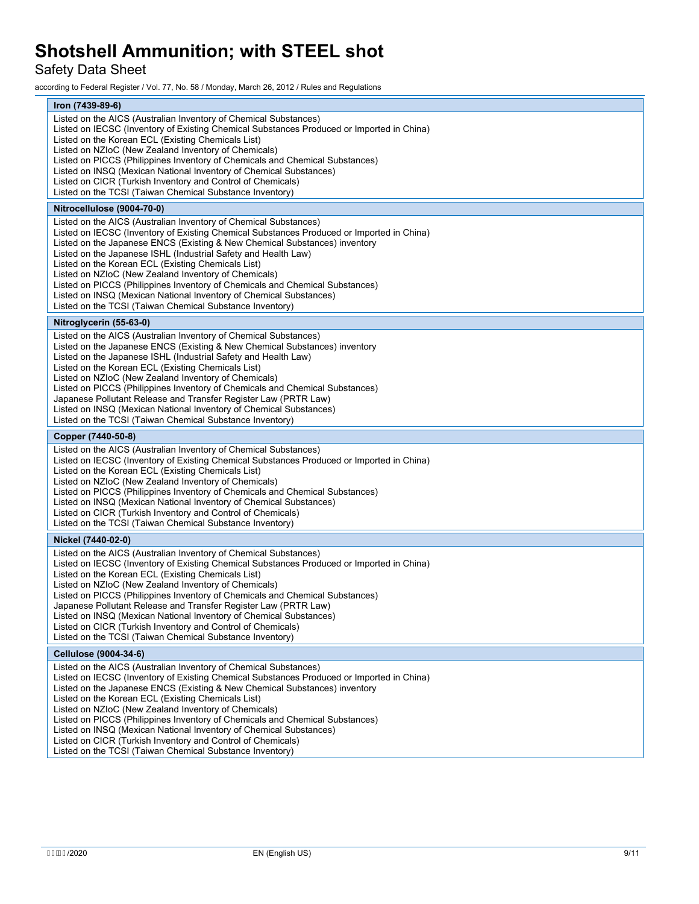**Iron (7439-89-6)**

Listed on the AICS (Australian Inventory of Chemical Substances)
Listed on IECSC (Inventory of Existing Chemical Substances Produced or Imported in China)
Listed on the Korean ECL (Existing Chemicals List)
Listed on NZIoC (New Zealand Inventory of Chemicals)
Listed on PICCS (Philippines Inventory of Chemicals and Chemical Substances)
Listed on INSQ (Mexican National Inventory of Chemical Substances)
Listed on CICR (Turkish Inventory and Control of Chemicals)
Listed on the TCSI (Taiwan Chemical Substance Inventory)

**Nitrocellulose (9004-70-0)**

Listed on the AICS (Australian Inventory of Chemical Substances)
Listed on IECSC (Inventory of Existing Chemical Substances Produced or Imported in China)
Listed on the Japanese ENCS (Existing & New Chemical Substances) inventory
Listed on the Japanese ISHL (Industrial Safety and Health Law)
Listed on the Korean ECL (Existing Chemicals List)
Listed on NZIoC (New Zealand Inventory of Chemicals)
Listed on PICCS (Philippines Inventory of Chemicals and Chemical Substances)
Listed on INSQ (Mexican National Inventory of Chemical Substances)
Listed on the TCSI (Taiwan Chemical Substance Inventory)

**Nitroglycerin (55-63-0)**

Listed on the AICS (Australian Inventory of Chemical Substances)
Listed on the Japanese ENCS (Existing & New Chemical Substances) inventory
Listed on the Japanese ISHL (Industrial Safety and Health Law)
Listed on the Korean ECL (Existing Chemicals List)
Listed on NZIoC (New Zealand Inventory of Chemicals)
Listed on PICCS (Philippines Inventory of Chemicals and Chemical Substances)
Japanese Pollutant Release and Transfer Register Law (PRTR Law)
Listed on INSQ (Mexican National Inventory of Chemical Substances)
Listed on the TCSI (Taiwan Chemical Substance Inventory)

**Copper (7440-50-8)**

Listed on the AICS (Australian Inventory of Chemical Substances)
Listed on IECSC (Inventory of Existing Chemical Substances Produced or Imported in China)
Listed on the Korean ECL (Existing Chemicals List)
Listed on NZIoC (New Zealand Inventory of Chemicals)
Listed on PICCS (Philippines Inventory of Chemicals and Chemical Substances)
Listed on INSQ (Mexican National Inventory of Chemical Substances)
Listed on CICR (Turkish Inventory and Control of Chemicals)
Listed on the TCSI (Taiwan Chemical Substance Inventory)

**Nickel (7440-02-0)**

Listed on the AICS (Australian Inventory of Chemical Substances)
Listed on IECSC (Inventory of Existing Chemical Substances Produced or Imported in China)
Listed on the Korean ECL (Existing Chemicals List)
Listed on NZIoC (New Zealand Inventory of Chemicals)
Listed on PICCS (Philippines Inventory of Chemicals and Chemical Substances)
Japanese Pollutant Release and Transfer Register Law (PRTR Law)
Listed on INSQ (Mexican National Inventory of Chemical Substances)
Listed on CICR (Turkish Inventory and Control of Chemicals)
Listed on the TCSI (Taiwan Chemical Substance Inventory)

**Cellulose (9004-34-6)**

Listed on the AICS (Australian Inventory of Chemical Substances)
Listed on IECSC (Inventory of Existing Chemical Substances Produced or Imported in China)
Listed on the Japanese ENCS (Existing & New Chemical Substances) inventory
Listed on the Korean ECL (Existing Chemicals List)
Listed on NZIoC (New Zealand Inventory of Chemicals)
Listed on PICCS (Philippines Inventory of Chemicals and Chemical Substances)
Listed on INSQ (Mexican National Inventory of Chemical Substances)
Listed on CICR (Turkish Inventory and Control of Chemicals)
Listed on the TCSI (Taiwan Chemical Substance Inventory)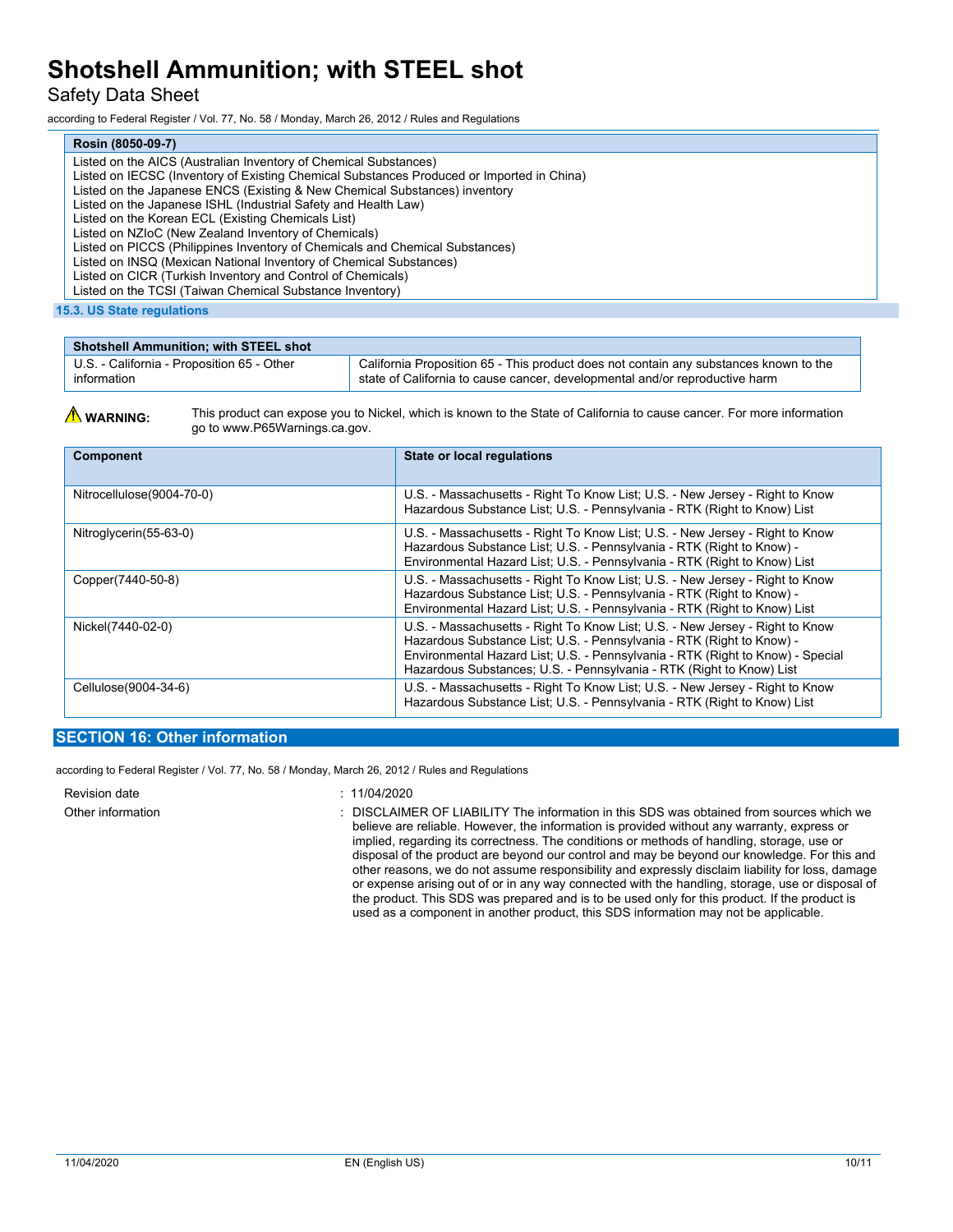| Rosin (8050-09-7) |
|---|
| Listed on the AICS (Australian Inventory of Chemical Substances)<br>Listed on IECSC (Inventory of Existing Chemical Substances Produced or Imported in China)<br>Listed on the Japanese ENCS (Existing & New Chemical Substances) inventory<br>Listed on the Japanese ISHL (Industrial Safety and Health Law)<br>Listed on the Korean ECL (Existing Chemicals List)<br>Listed on NZIoC (New Zealand Inventory of Chemicals)<br>Listed on PICCS (Philippines Inventory of Chemicals and Chemical Substances)<br>Listed on INSQ (Mexican National Inventory of Chemical Substances)<br>Listed on CICR (Turkish Inventory and Control of Chemicals)<br>Listed on the TCSI (Taiwan Chemical Substance Inventory) |

### 15.3. US State regulations

| Shotshell Ammunition; with STEEL shot | |
|---|---|
| U.S. - California - Proposition 65 - Other information | California Proposition 65 - This product does not contain any substances known to the state of California to cause cancer, developmental and/or reproductive harm |

⚠ **WARNING:** This product can expose you to Nickel, which is known to the State of California to cause cancer. For more information go to www.P65Warnings.ca.gov.

| Component | State or local regulations |
|---|---|
| Nitrocellulose(9004-70-0) | U.S. - Massachusetts - Right To Know List; U.S. - New Jersey - Right to Know Hazardous Substance List; U.S. - Pennsylvania - RTK (Right to Know) List |
| Nitroglycerin(55-63-0) | U.S. - Massachusetts - Right To Know List; U.S. - New Jersey - Right to Know Hazardous Substance List; U.S. - Pennsylvania - RTK (Right to Know) - Environmental Hazard List; U.S. - Pennsylvania - RTK (Right to Know) List |
| Copper(7440-50-8) | U.S. - Massachusetts - Right To Know List; U.S. - New Jersey - Right to Know Hazardous Substance List; U.S. - Pennsylvania - RTK (Right to Know) - Environmental Hazard List; U.S. - Pennsylvania - RTK (Right to Know) List |
| Nickel(7440-02-0) | U.S. - Massachusetts - Right To Know List; U.S. - New Jersey - Right to Know Hazardous Substance List; U.S. - Pennsylvania - RTK (Right to Know) - Environmental Hazard List; U.S. - Pennsylvania - RTK (Right to Know) - Special Hazardous Substances; U.S. - Pennsylvania - RTK (Right to Know) List |
| Cellulose(9004-34-6) | U.S. - Massachusetts - Right To Know List; U.S. - New Jersey - Right to Know Hazardous Substance List; U.S. - Pennsylvania - RTK (Right to Know) List |

## SECTION 16: Other information

according to Federal Register / Vol. 77, No. 58 / Monday, March 26, 2012 / Rules and Regulations

Revision date : 11/04/2020

Other information : DISCLAIMER OF LIABILITY The information in this SDS was obtained from sources which we believe are reliable. However, the information is provided without any warranty, express or implied, regarding its correctness. The conditions or methods of handling, storage, use or disposal of the product are beyond our control and may be beyond our knowledge. For this and other reasons, we do not assume responsibility and expressly disclaim liability for loss, damage or expense arising out of or in any way connected with the handling, storage, use or disposal of the product. This SDS was prepared and is to be used only for this product. If the product is used as a component in another product, this SDS information may not be applicable.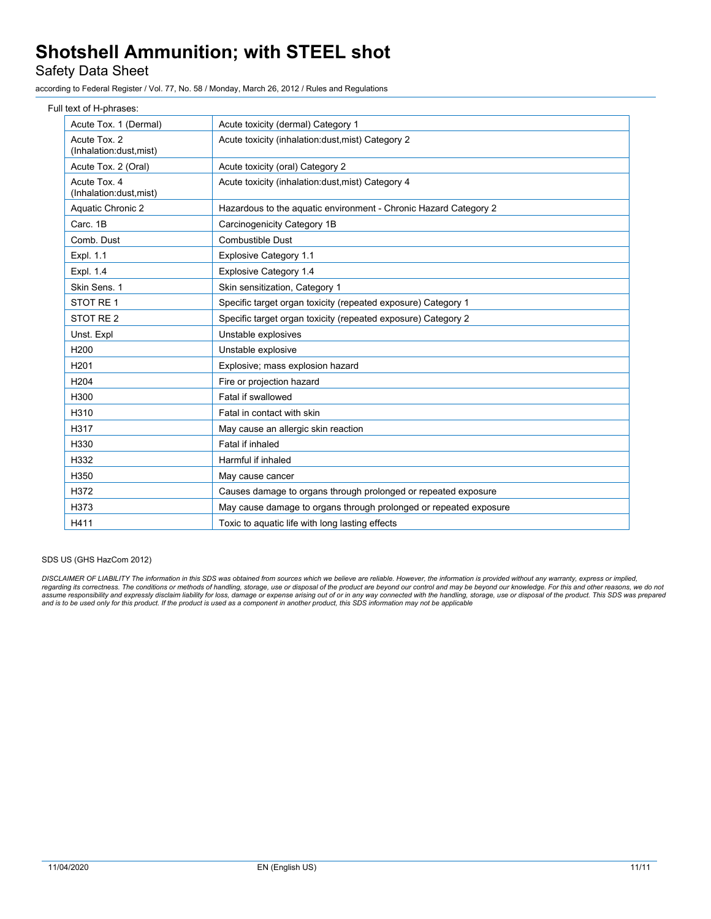Full text of H-phrases:

| | |
|---|---|
| Acute Tox. 1 (Dermal) | Acute toxicity (dermal) Category 1 |
| Acute Tox. 2 (Inhalation:dust,mist) | Acute toxicity (inhalation:dust,mist) Category 2 |
| Acute Tox. 2 (Oral) | Acute toxicity (oral) Category 2 |
| Acute Tox. 4 (Inhalation:dust,mist) | Acute toxicity (inhalation:dust,mist) Category 4 |
| Aquatic Chronic 2 | Hazardous to the aquatic environment - Chronic Hazard Category 2 |
| Carc. 1B | Carcinogenicity Category 1B |
| Comb. Dust | Combustible Dust |
| Expl. 1.1 | Explosive Category 1.1 |
| Expl. 1.4 | Explosive Category 1.4 |
| Skin Sens. 1 | Skin sensitization, Category 1 |
| STOT RE 1 | Specific target organ toxicity (repeated exposure) Category 1 |
| STOT RE 2 | Specific target organ toxicity (repeated exposure) Category 2 |
| Unst. Expl | Unstable explosives |
| H200 | Unstable explosive |
| H201 | Explosive; mass explosion hazard |
| H204 | Fire or projection hazard |
| H300 | Fatal if swallowed |
| H310 | Fatal in contact with skin |
| H317 | May cause an allergic skin reaction |
| H330 | Fatal if inhaled |
| H332 | Harmful if inhaled |
| H350 | May cause cancer |
| H372 | Causes damage to organs through prolonged or repeated exposure |
| H373 | May cause damage to organs through prolonged or repeated exposure |
| H411 | Toxic to aquatic life with long lasting effects |

SDS US (GHS HazCom 2012)

*DISCLAIMER OF LIABILITY The information in this SDS was obtained from sources which we believe are reliable. However, the information is provided without any warranty, express or implied, regarding its correctness. The conditions or methods of handling, storage, use or disposal of the product are beyond our control and may be beyond our knowledge. For this and other reasons, we do not assume responsibility and expressly disclaim liability for loss, damage or expense arising out of or in any way connected with the handling, storage, use or disposal of the product. This SDS was prepared and is to be used only for this product. If the product is used as a component in another product, this SDS information may not be applicable*